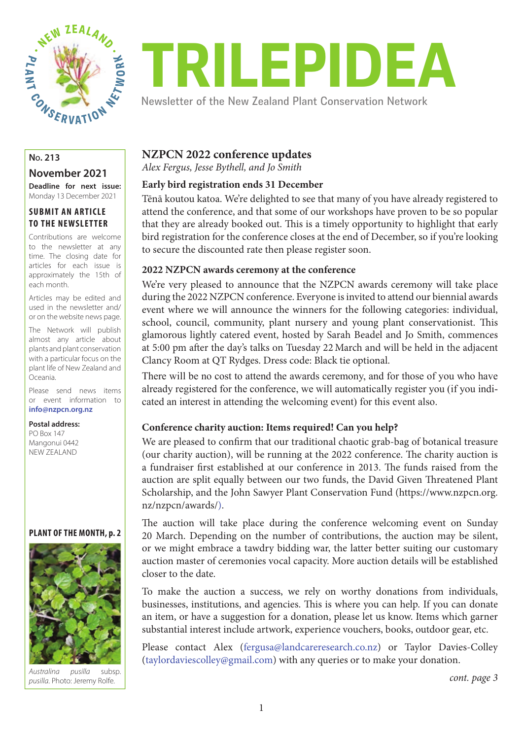# TRILEPIDEA

Newsletter of the New Zealand Plant Conservation Network

**No. 213**

**November 2021**

**Deadline for next issue:** Monday 13 December 2021

### SUBMIT AN ARTICLE TO THE NEWSLETTER

Contributions are welcome to the newsletter at any time. The closing date for articles for each issue is approximately the 15th of each month.

Articles may be edited and used in the newsletter and/or on the website news page.

The Network will publish almost any article about plants and plant conservation with a particular focus on the plant life of New Zealand and Oceania.

Please send news items or event information to **info@nzpcn.org.nz**

**Postal address:**
PO Box 147
Mangonui 0442
NEW ZEALAND

**PLANT OF THE MONTH, p. 2**

*Australina pusilla* subsp. *pusilla*. Photo: Jeremy Rolfe.

## NZPCN 2022 conference updates

*Alex Fergus, Jesse Bythell, and Jo Smith*

### Early bird registration ends 31 December

Tēnā koutou katoa. We're delighted to see that many of you have already registered to attend the conference, and that some of our workshops have proven to be so popular that they are already booked out. This is a timely opportunity to highlight that early bird registration for the conference closes at the end of December, so if you're looking to secure the discounted rate then please register soon.

### 2022 NZPCN awards ceremony at the conference

We're very pleased to announce that the NZPCN awards ceremony will take place during the 2022 NZPCN conference. Everyone is invited to attend our biennial awards event where we will announce the winners for the following categories: individual, school, council, community, plant nursery and young plant conservationist. This glamorous lightly catered event, hosted by Sarah Beadel and Jo Smith, commences at 5:00 pm after the day's talks on Tuesday 22 March and will be held in the adjacent Clancy Room at QT Rydges. Dress code: Black tie optional.

There will be no cost to attend the awards ceremony, and for those of you who have already registered for the conference, we will automatically register you (if you indicated an interest in attending the welcoming event) for this event also.

### Conference charity auction: Items required! Can you help?

We are pleased to confirm that our traditional chaotic grab-bag of botanical treasure (our charity auction), will be running at the 2022 conference. The charity auction is a fundraiser first established at our conference in 2013. The funds raised from the auction are split equally between our two funds, the David Given Threatened Plant Scholarship, and the John Sawyer Plant Conservation Fund (https://www.nzpcn.org.nz/nzpcn/awards/).

The auction will take place during the conference welcoming event on Sunday 20 March. Depending on the number of contributions, the auction may be silent, or we might embrace a tawdry bidding war, the latter better suiting our customary auction master of ceremonies vocal capacity. More auction details will be established closer to the date.

To make the auction a success, we rely on worthy donations from individuals, businesses, institutions, and agencies. This is where you can help. If you can donate an item, or have a suggestion for a donation, please let us know. Items which garner substantial interest include artwork, experience vouchers, books, outdoor gear, etc.

Please contact Alex (fergusa@landcareresearch.co.nz) or Taylor Davies-Colley (taylordaviescolley@gmail.com) with any queries or to make your donation.

*cont. page 3*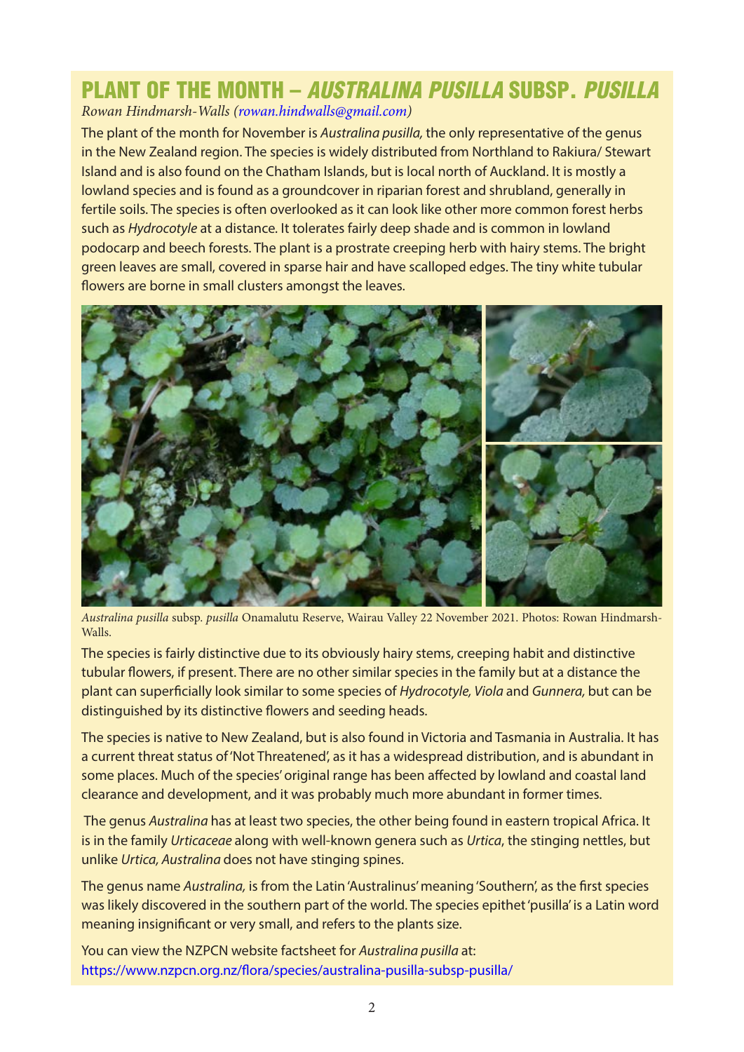# PLANT OF THE MONTH – *AUSTRALINA PUSILLA* SUBSP. *PUSILLA*

*Rowan Hindmarsh-Walls (rowan.hindwalls@gmail.com)*

The plant of the month for November is *Australina pusilla,* the only representative of the genus in the New Zealand region. The species is widely distributed from Northland to Rakiura/ Stewart Island and is also found on the Chatham Islands, but is local north of Auckland. It is mostly a lowland species and is found as a groundcover in riparian forest and shrubland, generally in fertile soils. The species is often overlooked as it can look like other more common forest herbs such as *Hydrocotyle* at a distance. It tolerates fairly deep shade and is common in lowland podocarp and beech forests. The plant is a prostrate creeping herb with hairy stems. The bright green leaves are small, covered in sparse hair and have scalloped edges. The tiny white tubular flowers are borne in small clusters amongst the leaves.

*Australina pusilla* subsp. *pusilla* Onamalutu Reserve, Wairau Valley 22 November 2021. Photos: Rowan Hindmarsh-Walls.

The species is fairly distinctive due to its obviously hairy stems, creeping habit and distinctive tubular flowers, if present. There are no other similar species in the family but at a distance the plant can superficially look similar to some species of *Hydrocotyle, Viola* and *Gunnera,* but can be distinguished by its distinctive flowers and seeding heads.

The species is native to New Zealand, but is also found in Victoria and Tasmania in Australia. It has a current threat status of 'Not Threatened', as it has a widespread distribution, and is abundant in some places. Much of the species' original range has been affected by lowland and coastal land clearance and development, and it was probably much more abundant in former times.

The genus *Australina* has at least two species, the other being found in eastern tropical Africa. It is in the family *Urticaceae* along with well-known genera such as *Urtica*, the stinging nettles, but unlike *Urtica, Australina* does not have stinging spines.

The genus name *Australina,* is from the Latin 'Australinus' meaning 'Southern', as the first species was likely discovered in the southern part of the world. The species epithet 'pusilla' is a Latin word meaning insignificant or very small, and refers to the plants size.

You can view the NZPCN website factsheet for *Australina pusilla* at:
https://www.nzpcn.org.nz/flora/species/australina-pusilla-subsp-pusilla/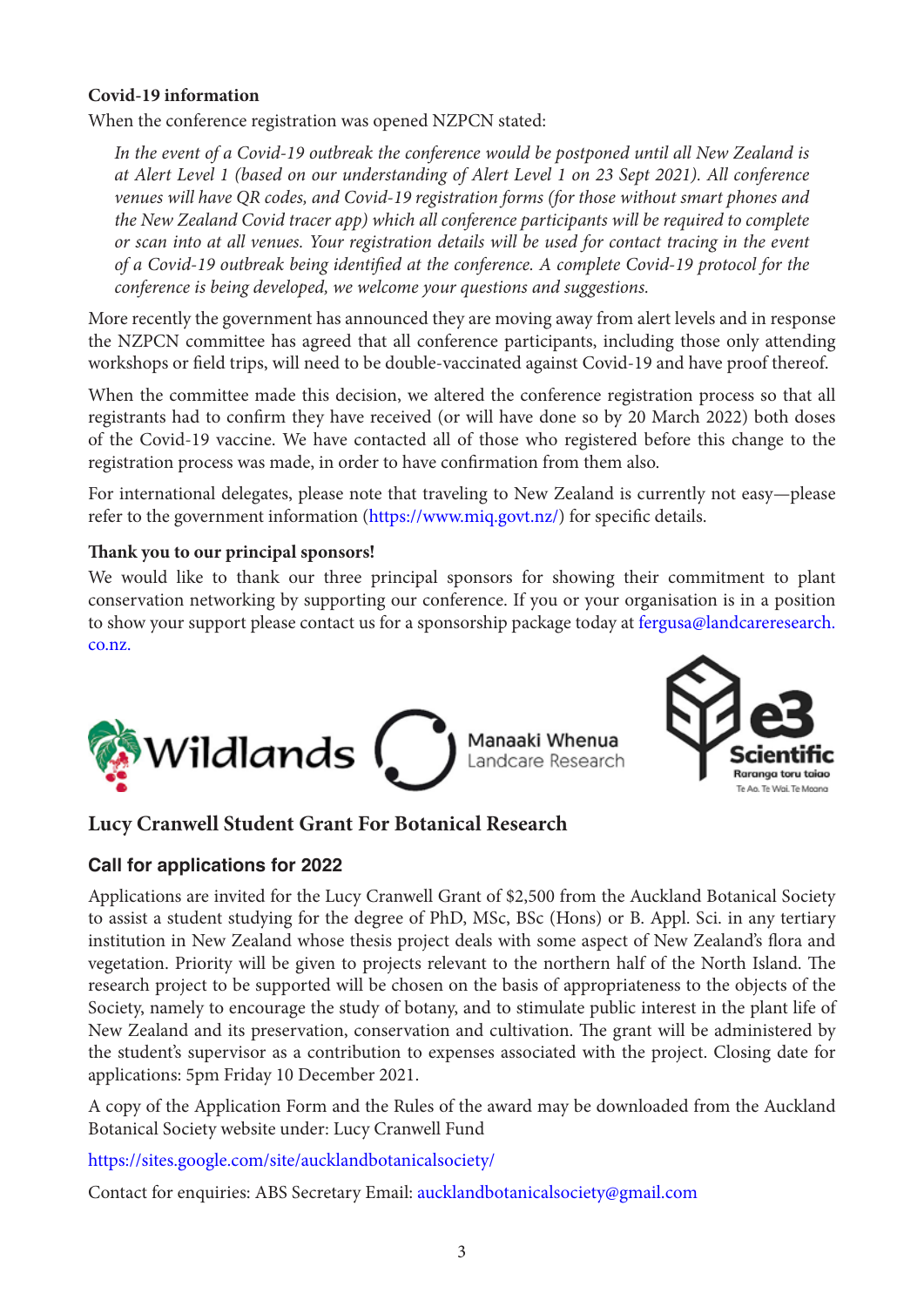**Covid-19 information**

When the conference registration was opened NZPCN stated:

> *In the event of a Covid-19 outbreak the conference would be postponed until all New Zealand is at Alert Level 1 (based on our understanding of Alert Level 1 on 23 Sept 2021). All conference venues will have QR codes, and Covid-19 registration forms (for those without smart phones and the New Zealand Covid tracer app) which all conference participants will be required to complete or scan into at all venues. Your registration details will be used for contact tracing in the event of a Covid-19 outbreak being identified at the conference. A complete Covid-19 protocol for the conference is being developed, we welcome your questions and suggestions.*

More recently the government has announced they are moving away from alert levels and in response the NZPCN committee has agreed that all conference participants, including those only attending workshops or field trips, will need to be double-vaccinated against Covid-19 and have proof thereof.

When the committee made this decision, we altered the conference registration process so that all registrants had to confirm they have received (or will have done so by 20 March 2022) both doses of the Covid-19 vaccine. We have contacted all of those who registered before this change to the registration process was made, in order to have confirmation from them also.

For international delegates, please note that traveling to New Zealand is currently not easy—please refer to the government information (https://www.miq.govt.nz/) for specific details.

**Thank you to our principal sponsors!**

We would like to thank our three principal sponsors for showing their commitment to plant conservation networking by supporting our conference. If you or your organisation is in a position to show your support please contact us for a sponsorship package today at fergusa@landcareresearch.co.nz.

Wildlands

Manaaki Whenua Landcare Research

e3 Scientific
Raranga toru taiao
Te Ao. Te Wai. Te Moana

## Lucy Cranwell Student Grant For Botanical Research

### Call for applications for 2022

Applications are invited for the Lucy Cranwell Grant of $2,500 from the Auckland Botanical Society to assist a student studying for the degree of PhD, MSc, BSc (Hons) or B. Appl. Sci. in any tertiary institution in New Zealand whose thesis project deals with some aspect of New Zealand's flora and vegetation. Priority will be given to projects relevant to the northern half of the North Island. The research project to be supported will be chosen on the basis of appropriateness to the objects of the Society, namely to encourage the study of botany, and to stimulate public interest in the plant life of New Zealand and its preservation, conservation and cultivation. The grant will be administered by the student's supervisor as a contribution to expenses associated with the project. Closing date for applications: 5pm Friday 10 December 2021.

A copy of the Application Form and the Rules of the award may be downloaded from the Auckland Botanical Society website under: Lucy Cranwell Fund

https://sites.google.com/site/aucklandbotanicalsociety/

Contact for enquiries: ABS Secretary Email: aucklandbotanicalsociety@gmail.com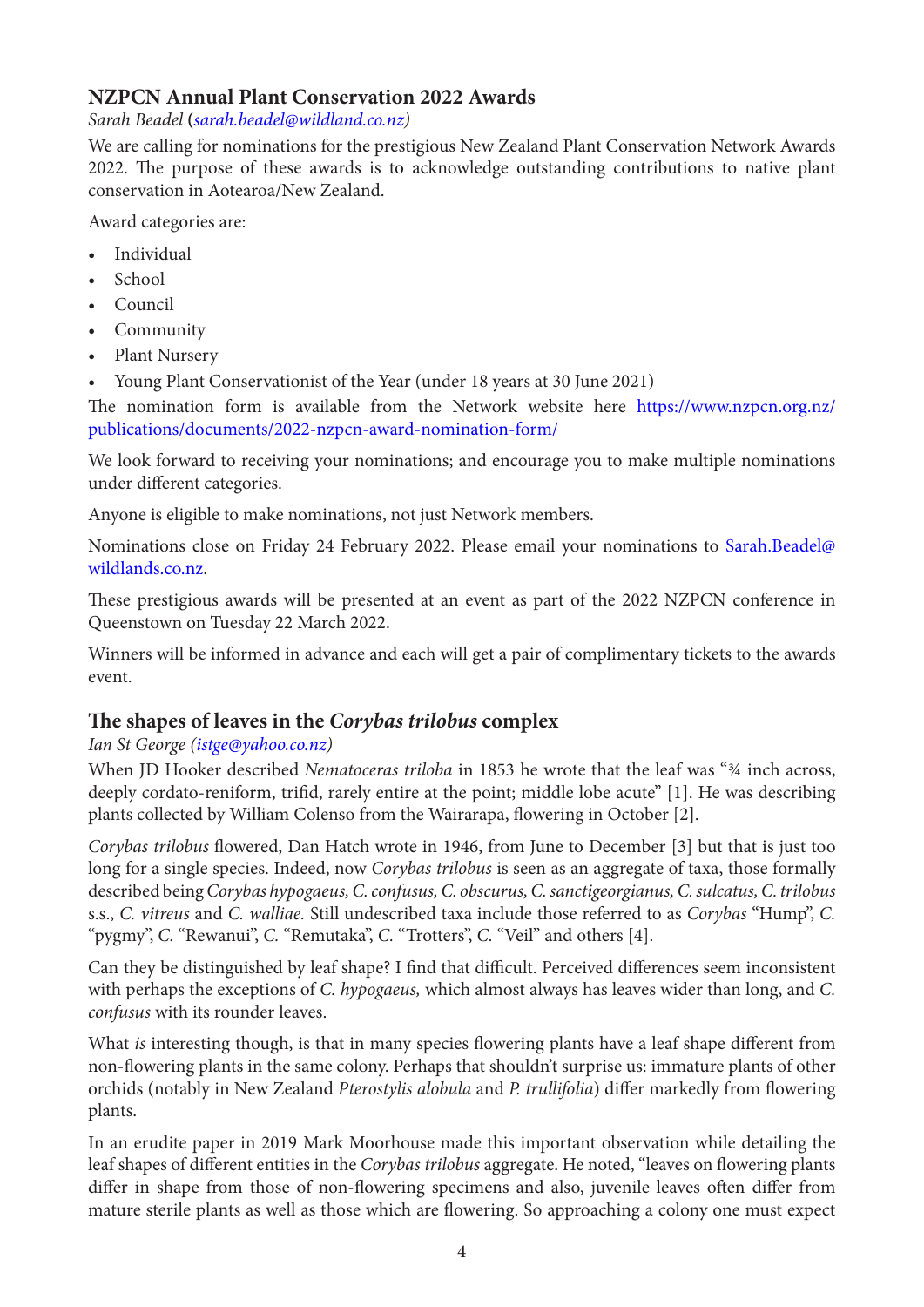## NZPCN Annual Plant Conservation 2022 Awards

*Sarah Beadel* (*sarah.beadel@wildland.co.nz)*

We are calling for nominations for the prestigious New Zealand Plant Conservation Network Awards 2022. The purpose of these awards is to acknowledge outstanding contributions to native plant conservation in Aotearoa/New Zealand.

Award categories are:

- Individual
- School
- Council
- Community
- Plant Nursery
- Young Plant Conservationist of the Year (under 18 years at 30 June 2021)

The nomination form is available from the Network website here https://www.nzpcn.org.nz/publications/documents/2022-nzpcn-award-nomination-form/

We look forward to receiving your nominations; and encourage you to make multiple nominations under different categories.

Anyone is eligible to make nominations, not just Network members.

Nominations close on Friday 24 February 2022. Please email your nominations to Sarah.Beadel@wildlands.co.nz.

These prestigious awards will be presented at an event as part of the 2022 NZPCN conference in Queenstown on Tuesday 22 March 2022.

Winners will be informed in advance and each will get a pair of complimentary tickets to the awards event.

## The shapes of leaves in the *Corybas trilobus* complex

*Ian St George (istge@yahoo.co.nz)*

When JD Hooker described *Nematoceras triloba* in 1853 he wrote that the leaf was "¾ inch across, deeply cordato-reniform, trifid, rarely entire at the point; middle lobe acute" [1]. He was describing plants collected by William Colenso from the Wairarapa, flowering in October [2].

*Corybas trilobus* flowered, Dan Hatch wrote in 1946, from June to December [3] but that is just too long for a single species. Indeed, now *Corybas trilobus* is seen as an aggregate of taxa, those formally described being *Corybas hypogaeus, C. confusus, C. obscurus, C. sanctigeorgianus, C. sulcatus, C. trilobus* s.s., *C. vitreus* and *C. walliae.* Still undescribed taxa include those referred to as *Corybas* "Hump", *C.* "pygmy", *C.* "Rewanui", *C.* "Remutaka", *C.* "Trotters", *C.* "Veil" and others [4].

Can they be distinguished by leaf shape? I find that difficult. Perceived differences seem inconsistent with perhaps the exceptions of *C. hypogaeus,* which almost always has leaves wider than long, and *C. confusus* with its rounder leaves.

What *is* interesting though, is that in many species flowering plants have a leaf shape different from non-flowering plants in the same colony. Perhaps that shouldn't surprise us: immature plants of other orchids (notably in New Zealand *Pterostylis alobula* and *P. trullifolia*) differ markedly from flowering plants.

In an erudite paper in 2019 Mark Moorhouse made this important observation while detailing the leaf shapes of different entities in the *Corybas trilobus* aggregate. He noted, "leaves on flowering plants differ in shape from those of non-flowering specimens and also, juvenile leaves often differ from mature sterile plants as well as those which are flowering. So approaching a colony one must expect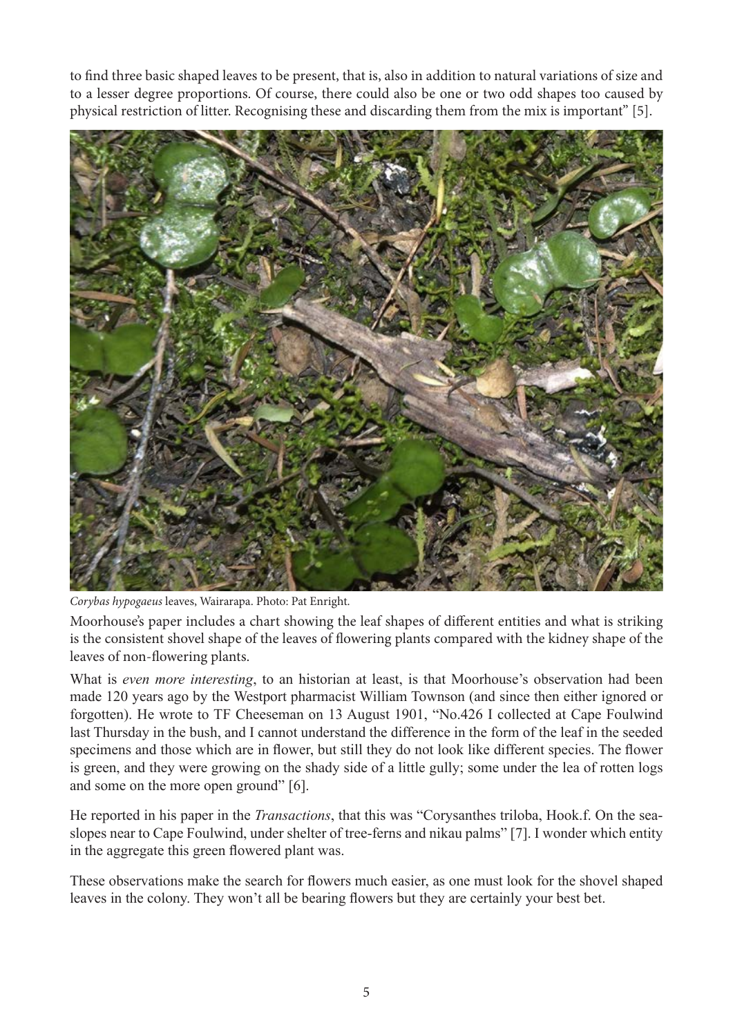to find three basic shaped leaves to be present, that is, also in addition to natural variations of size and to a lesser degree proportions. Of course, there could also be one or two odd shapes too caused by physical restriction of litter. Recognising these and discarding them from the mix is important" [5].

*Corybas hypogaeus* leaves, Wairarapa. Photo: Pat Enright.

Moorhouse's paper includes a chart showing the leaf shapes of different entities and what is striking is the consistent shovel shape of the leaves of flowering plants compared with the kidney shape of the leaves of non-flowering plants.

What is *even more interesting*, to an historian at least, is that Moorhouse's observation had been made 120 years ago by the Westport pharmacist William Townson (and since then either ignored or forgotten). He wrote to TF Cheeseman on 13 August 1901, "No.426 I collected at Cape Foulwind last Thursday in the bush, and I cannot understand the difference in the form of the leaf in the seeded specimens and those which are in flower, but still they do not look like different species. The flower is green, and they were growing on the shady side of a little gully; some under the lea of rotten logs and some on the more open ground" [6].

He reported in his paper in the *Transactions*, that this was "Corysanthes triloba, Hook.f. On the sea-slopes near to Cape Foulwind, under shelter of tree-ferns and nikau palms" [7]. I wonder which entity in the aggregate this green flowered plant was.

These observations make the search for flowers much easier, as one must look for the shovel shaped leaves in the colony. They won't all be bearing flowers but they are certainly your best bet.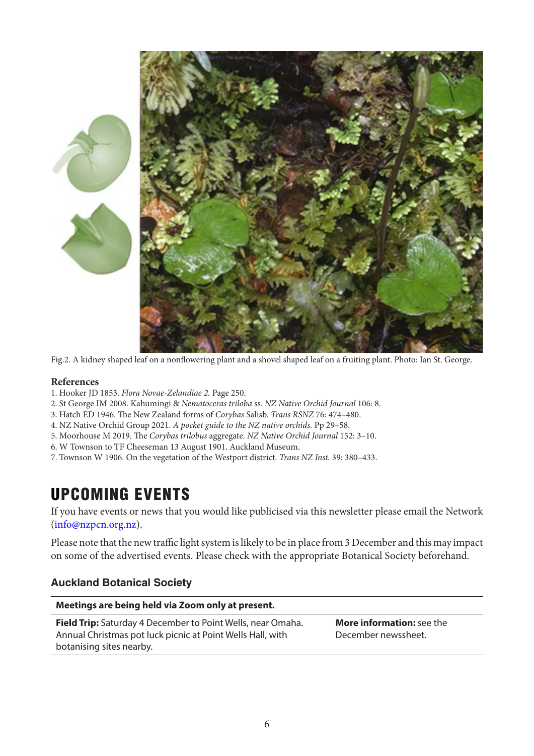Fig.2. A kidney shaped leaf on a nonflowering plant and a shovel shaped leaf on a fruiting plant. Photo: Ian St. George.

### References

1. Hooker JD 1853. *Flora Novae-Zelandiae 2.* Page 250.
2. St George IM 2008. Kahumingi & *Nematoceras triloba* ss. *NZ Native Orchid Journal* 106: 8.
3. Hatch ED 1946. The New Zealand forms of *Corybas* Salisb. *Trans RSNZ* 76: 474–480.
4. NZ Native Orchid Group 2021. *A pocket guide to the NZ native orchids.* Pp 29–58.
5. Moorhouse M 2019. The *Corybas trilobus* aggregate. *NZ Native Orchid Journal* 152: 3–10.
6. W Townson to TF Cheeseman 13 August 1901. Auckland Museum.
7. Townson W 1906. On the vegetation of the Westport district. *Trans NZ Inst.* 39: 380–433.

# UPCOMING EVENTS

If you have events or news that you would like publicised via this newsletter please email the Network (info@nzpcn.org.nz).

Please note that the new traffic light system is likely to be in place from 3 December and this may impact on some of the advertised events. Please check with the appropriate Botanical Society beforehand.

### Auckland Botanical Society

| **Meetings are being held via Zoom only at present.** | |
|---|---|
| **Field Trip:** Saturday 4 December to Point Wells, near Omaha. Annual Christmas pot luck picnic at Point Wells Hall, with botanising sites nearby. | **More information:** see the December newssheet. |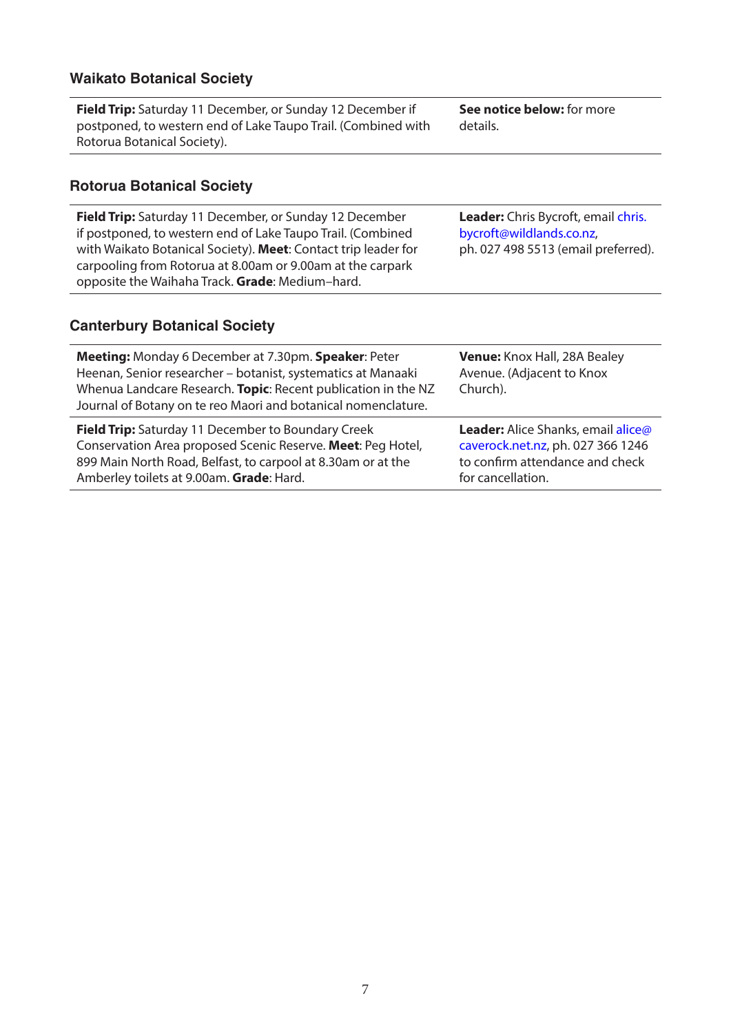### Waikato Botanical Society

| | |
|---|---|
| **Field Trip:** Saturday 11 December, or Sunday 12 December if postponed, to western end of Lake Taupo Trail. (Combined with Rotorua Botanical Society). | **See notice below:** for more details. |

### Rotorua Botanical Society

| | |
|---|---|
| **Field Trip:** Saturday 11 December, or Sunday 12 December if postponed, to western end of Lake Taupo Trail. (Combined with Waikato Botanical Society). **Meet**: Contact trip leader for carpooling from Rotorua at 8.00am or 9.00am at the carpark opposite the Waihaha Track. **Grade**: Medium–hard. | **Leader:** Chris Bycroft, email chris.bycroft@wildlands.co.nz, ph. 027 498 5513 (email preferred). |

### Canterbury Botanical Society

| | |
|---|---|
| **Meeting:** Monday 6 December at 7.30pm. **Speaker**: Peter Heenan, Senior researcher – botanist, systematics at Manaaki Whenua Landcare Research. **Topic**: Recent publication in the NZ Journal of Botany on te reo Maori and botanical nomenclature. | **Venue:** Knox Hall, 28A Bealey Avenue. (Adjacent to Knox Church). |
| **Field Trip:** Saturday 11 December to Boundary Creek Conservation Area proposed Scenic Reserve. **Meet**: Peg Hotel, 899 Main North Road, Belfast, to carpool at 8.30am or at the Amberley toilets at 9.00am. **Grade**: Hard. | **Leader:** Alice Shanks, email alice@caverock.net.nz, ph. 027 366 1246 to confirm attendance and check for cancellation. |